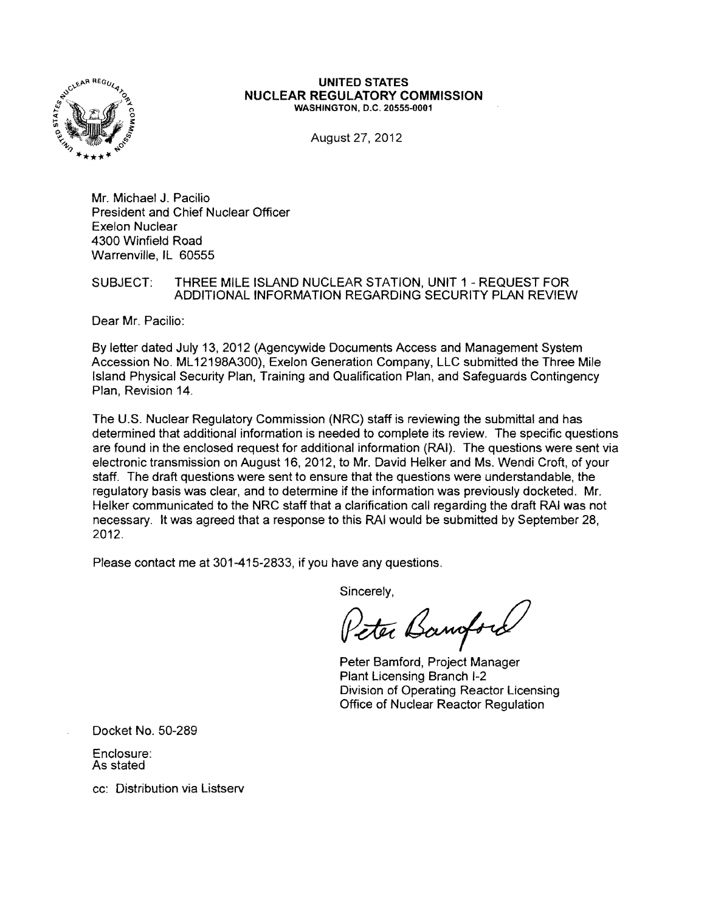**UNITED STATES**
**NUCLEAR REGULATORY COMMISSION**
**WASHINGTON, D.C. 20555-0001**

August 27, 2012

Mr. Michael J. Pacilio
President and Chief Nuclear Officer
Exelon Nuclear
4300 Winfield Road
Warrenville, IL 60555

SUBJECT: THREE MILE ISLAND NUCLEAR STATION, UNIT 1 - REQUEST FOR ADDITIONAL INFORMATION REGARDING SECURITY PLAN REVIEW

Dear Mr. Pacilio:

By letter dated July 13, 2012 (Agencywide Documents Access and Management System Accession No. ML12198A300), Exelon Generation Company, LLC submitted the Three Mile Island Physical Security Plan, Training and Qualification Plan, and Safeguards Contingency Plan, Revision 14.

The U.S. Nuclear Regulatory Commission (NRC) staff is reviewing the submittal and has determined that additional information is needed to complete its review. The specific questions are found in the enclosed request for additional information (RAI). The questions were sent via electronic transmission on August 16, 2012, to Mr. David Helker and Ms. Wendi Croft, of your staff. The draft questions were sent to ensure that the questions were understandable, the regulatory basis was clear, and to determine if the information was previously docketed. Mr. Helker communicated to the NRC staff that a clarification call regarding the draft RAI was not necessary. It was agreed that a response to this RAI would be submitted by September 28, 2012.

Please contact me at 301-415-2833, if you have any questions.

Sincerely,

Peter Bamford

Peter Bamford, Project Manager
Plant Licensing Branch I-2
Division of Operating Reactor Licensing
Office of Nuclear Reactor Regulation

Docket No. 50-289

Enclosure:
As stated

cc: Distribution via Listserv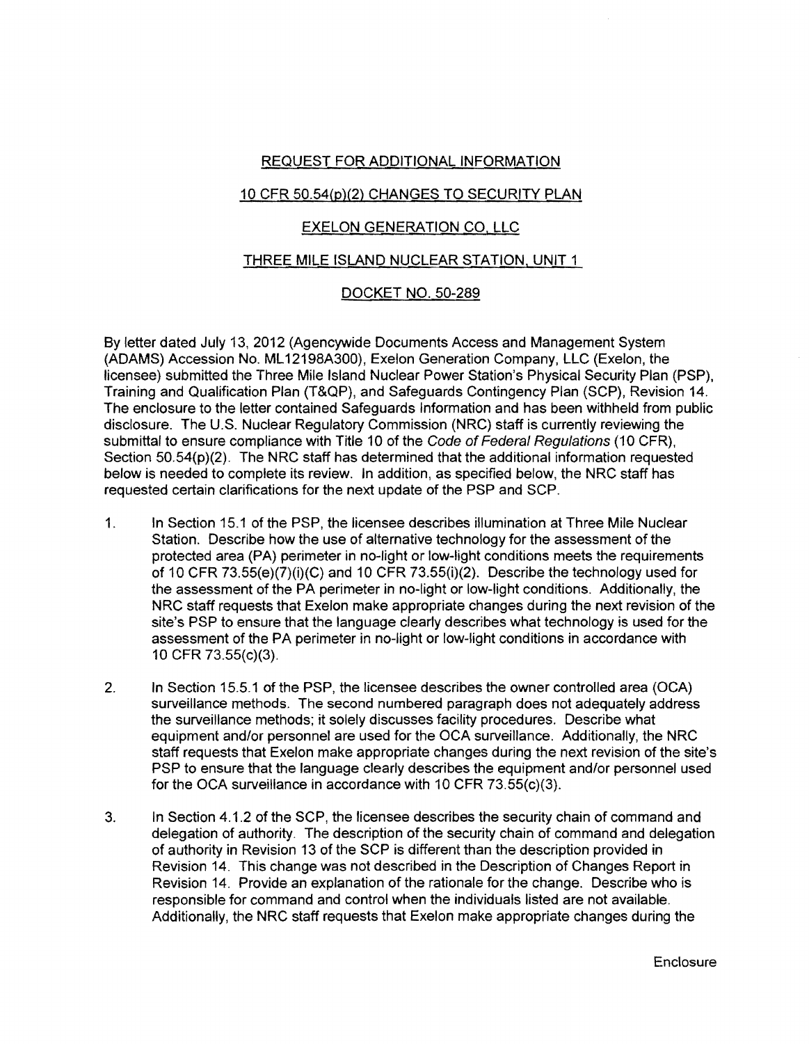REQUEST FOR ADDITIONAL INFORMATION

10 CFR 50.54(p)(2) CHANGES TO SECURITY PLAN

EXELON GENERATION CO. LLC

THREE MILE ISLAND NUCLEAR STATION, UNIT 1

DOCKET NO. 50-289

By letter dated July 13, 2012 (Agencywide Documents Access and Management System (ADAMS) Accession No. ML12198A300), Exelon Generation Company, LLC (Exelon, the licensee) submitted the Three Mile Island Nuclear Power Station's Physical Security Plan (PSP), Training and Qualification Plan (T&QP), and Safeguards Contingency Plan (SCP), Revision 14. The enclosure to the letter contained Safeguards Information and has been withheld from public disclosure. The U.S. Nuclear Regulatory Commission (NRC) staff is currently reviewing the submittal to ensure compliance with Title 10 of the *Code of Federal Regulations* (10 CFR), Section 50.54(p)(2). The NRC staff has determined that the additional information requested below is needed to complete its review. In addition, as specified below, the NRC staff has requested certain clarifications for the next update of the PSP and SCP.

1. In Section 15.1 of the PSP, the licensee describes illumination at Three Mile Nuclear Station. Describe how the use of alternative technology for the assessment of the protected area (PA) perimeter in no-light or low-light conditions meets the requirements of 10 CFR 73.55(e)(7)(i)(C) and 10 CFR 73.55(i)(2). Describe the technology used for the assessment of the PA perimeter in no-light or low-light conditions. Additionally, the NRC staff requests that Exelon make appropriate changes during the next revision of the site's PSP to ensure that the language clearly describes what technology is used for the assessment of the PA perimeter in no-light or low-light conditions in accordance with 10 CFR 73.55(c)(3).

2. In Section 15.5.1 of the PSP, the licensee describes the owner controlled area (OCA) surveillance methods. The second numbered paragraph does not adequately address the surveillance methods; it solely discusses facility procedures. Describe what equipment and/or personnel are used for the OCA surveillance. Additionally, the NRC staff requests that Exelon make appropriate changes during the next revision of the site's PSP to ensure that the language clearly describes the equipment and/or personnel used for the OCA surveillance in accordance with 10 CFR 73.55(c)(3).

3. In Section 4.1.2 of the SCP, the licensee describes the security chain of command and delegation of authority. The description of the security chain of command and delegation of authority in Revision 13 of the SCP is different than the description provided in Revision 14. This change was not described in the Description of Changes Report in Revision 14. Provide an explanation of the rationale for the change. Describe who is responsible for command and control when the individuals listed are not available. Additionally, the NRC staff requests that Exelon make appropriate changes during the

Enclosure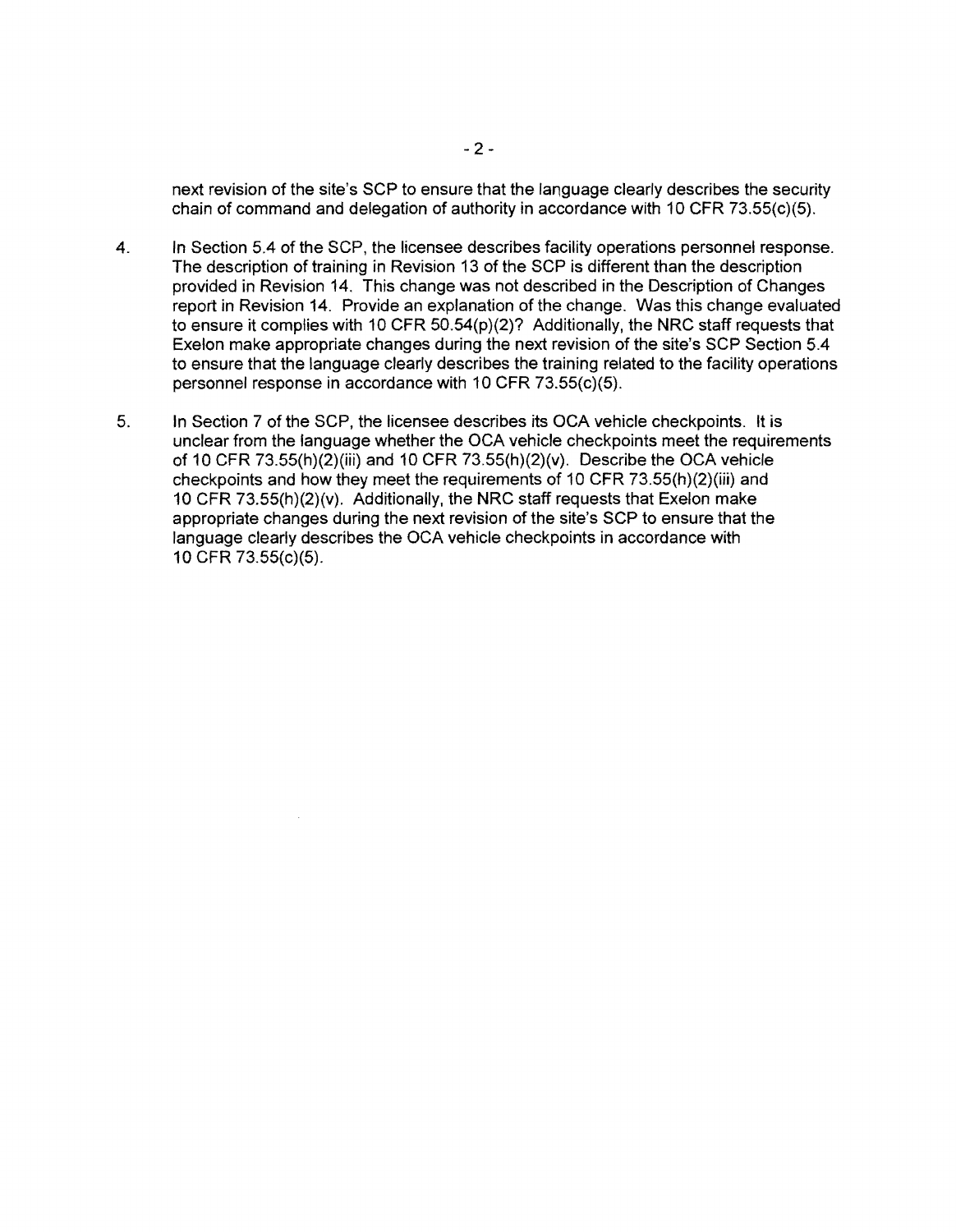next revision of the site's SCP to ensure that the language clearly describes the security chain of command and delegation of authority in accordance with 10 CFR 73.55(c)(5).

4. In Section 5.4 of the SCP, the licensee describes facility operations personnel response. The description of training in Revision 13 of the SCP is different than the description provided in Revision 14. This change was not described in the Description of Changes report in Revision 14. Provide an explanation of the change. Was this change evaluated to ensure it complies with 10 CFR 50.54(p)(2)? Additionally, the NRC staff requests that Exelon make appropriate changes during the next revision of the site's SCP Section 5.4 to ensure that the language clearly describes the training related to the facility operations personnel response in accordance with 10 CFR 73.55(c)(5).

5. In Section 7 of the SCP, the licensee describes its OCA vehicle checkpoints. It is unclear from the language whether the OCA vehicle checkpoints meet the requirements of 10 CFR 73.55(h)(2)(iii) and 10 CFR 73.55(h)(2)(v). Describe the OCA vehicle checkpoints and how they meet the requirements of 10 CFR 73.55(h)(2)(iii) and 10 CFR 73.55(h)(2)(v). Additionally, the NRC staff requests that Exelon make appropriate changes during the next revision of the site's SCP to ensure that the language clearly describes the OCA vehicle checkpoints in accordance with 10 CFR 73.55(c)(5).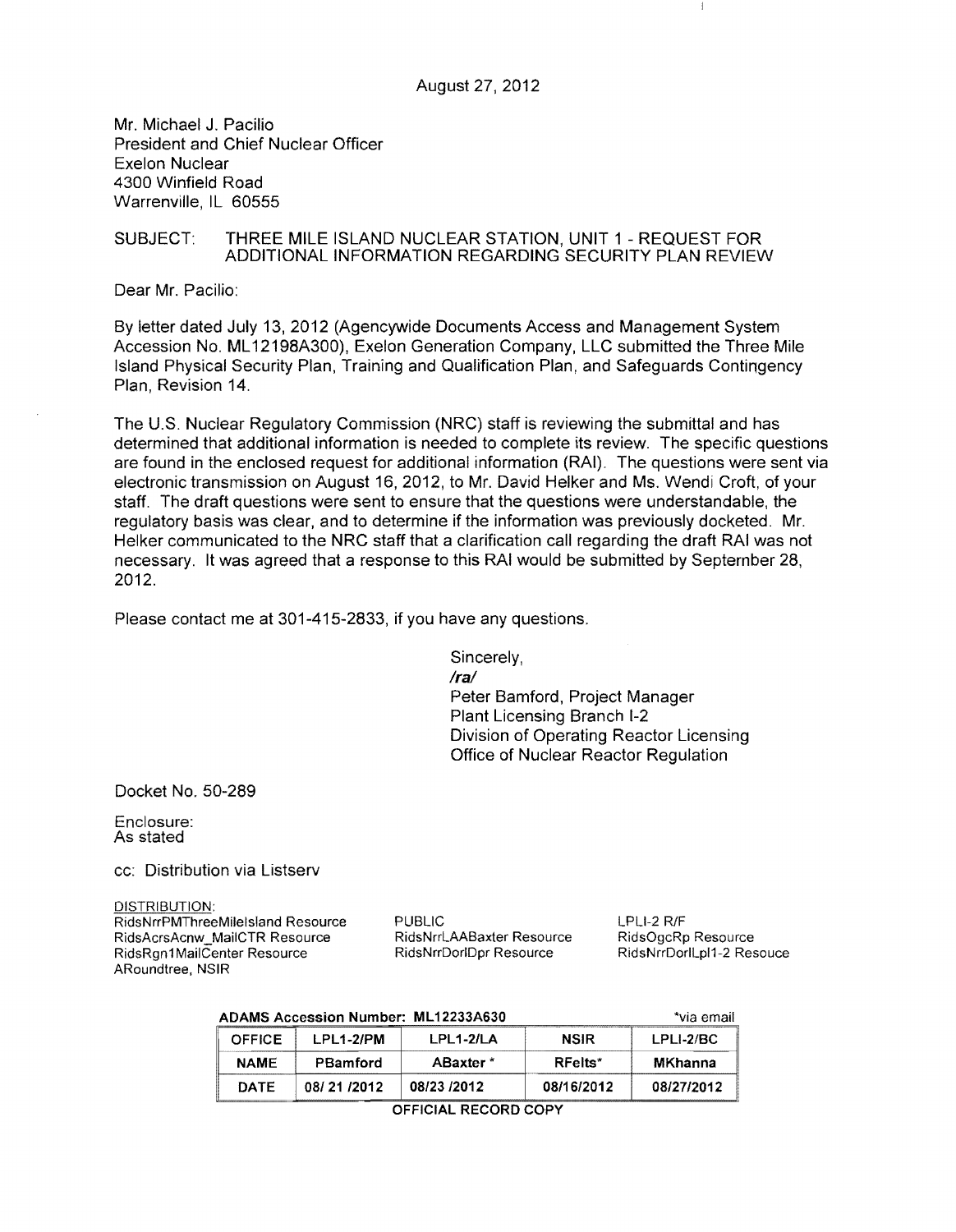August 27, 2012

Mr. Michael J. Pacilio
President and Chief Nuclear Officer
Exelon Nuclear
4300 Winfield Road
Warrenville, IL 60555

SUBJECT: THREE MILE ISLAND NUCLEAR STATION, UNIT 1 - REQUEST FOR ADDITIONAL INFORMATION REGARDING SECURITY PLAN REVIEW

Dear Mr. Pacilio:

By letter dated July 13, 2012 (Agencywide Documents Access and Management System Accession No. ML12198A300), Exelon Generation Company, LLC submitted the Three Mile Island Physical Security Plan, Training and Qualification Plan, and Safeguards Contingency Plan, Revision 14.

The U.S. Nuclear Regulatory Commission (NRC) staff is reviewing the submittal and has determined that additional information is needed to complete its review. The specific questions are found in the enclosed request for additional information (RAI). The questions were sent via electronic transmission on August 16, 2012, to Mr. David Helker and Ms. Wendi Croft, of your staff. The draft questions were sent to ensure that the questions were understandable, the regulatory basis was clear, and to determine if the information was previously docketed. Mr. Helker communicated to the NRC staff that a clarification call regarding the draft RAI was not necessary. It was agreed that a response to this RAI would be submitted by September 28, 2012.

Please contact me at 301-415-2833, if you have any questions.

Sincerely,
***/ra/***
Peter Bamford, Project Manager
Plant Licensing Branch I-2
Division of Operating Reactor Licensing
Office of Nuclear Reactor Regulation

Docket No. 50-289

Enclosure:
As stated

cc: Distribution via Listserv

DISTRIBUTION:
RidsNrrPMThreeMileIsland Resource
RidsAcrsAcnw_MailCTR Resource
RidsRgn1MailCenter Resource
ARoundtree, NSIR
PUBLIC
RidsNrrLAABaxter Resource
RidsNrrDorlDpr Resource
LPLI-2 R/F
RidsOgcRp Resource
RidsNrrDorlLpl1-2 Resouce

**ADAMS Accession Number: ML12233A630** *via email

| OFFICE | LPL1-2/PM | LPL1-2/LA | NSIR | LPLI-2/BC |
|---|---|---|---|---|
| NAME | PBamford | ABaxter * | RFelts* | MKhanna |
| DATE | 08/21/2012 | 08/23/2012 | 08/16/2012 | 08/27/2012 |

OFFICIAL RECORD COPY